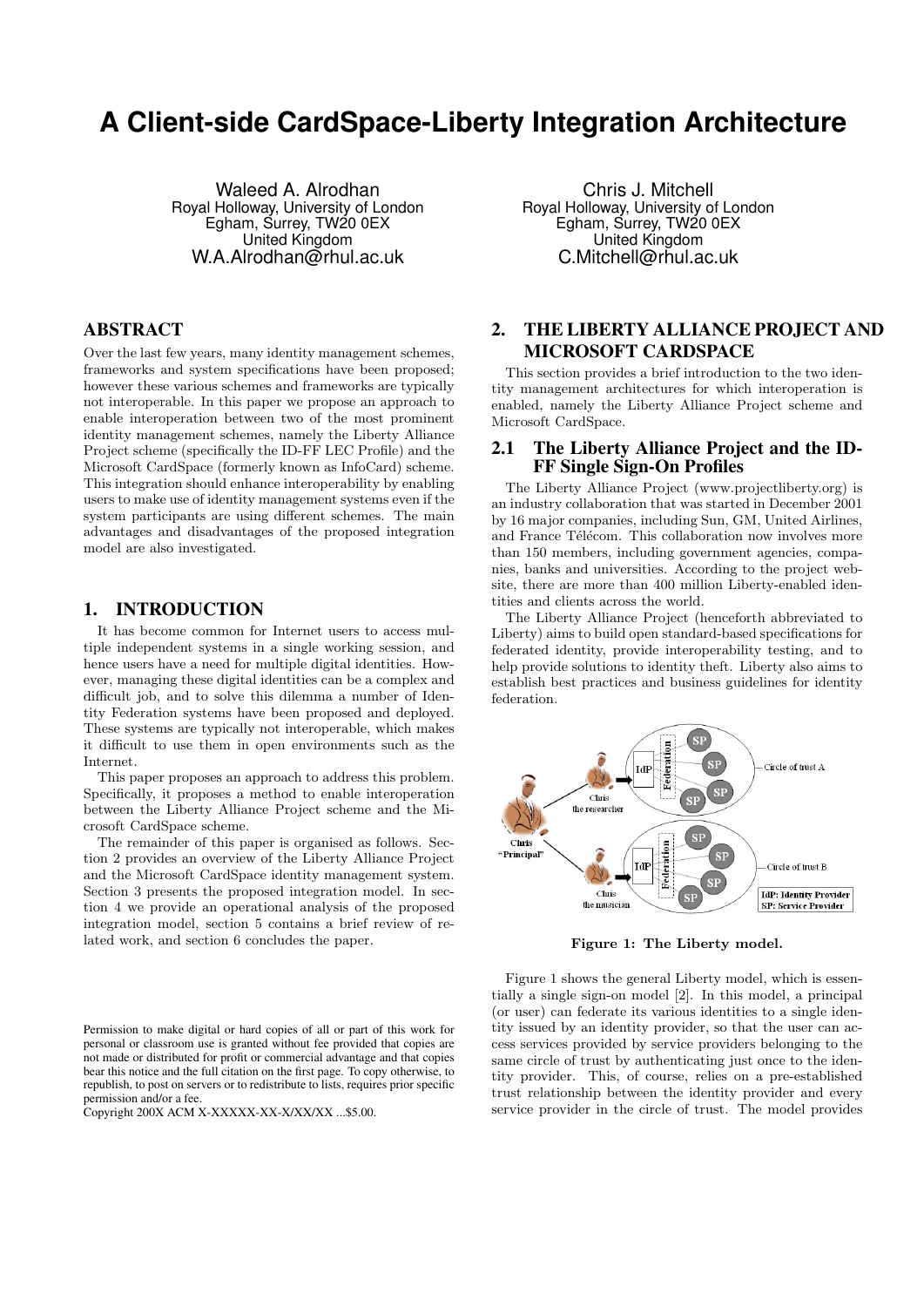# A Client-side CardSpace-Liberty Integration Architecture

Waleed A. Alrodhan
Royal Holloway, University of London
Egham, Surrey, TW20 0EX
United Kingdom
W.A.Alrodhan@rhul.ac.uk

Chris J. Mitchell
Royal Holloway, University of London
Egham, Surrey, TW20 0EX
United Kingdom
C.Mitchell@rhul.ac.uk

## ABSTRACT

Over the last few years, many identity management schemes, frameworks and system specifications have been proposed; however these various schemes and frameworks are typically not interoperable. In this paper we propose an approach to enable interoperation between two of the most prominent identity management schemes, namely the Liberty Alliance Project scheme (specifically the ID-FF LEC Profile) and the Microsoft CardSpace (formerly known as InfoCard) scheme. This integration should enhance interoperability by enabling users to make use of identity management systems even if the system participants are using different schemes. The main advantages and disadvantages of the proposed integration model are also investigated.

## 1. INTRODUCTION

It has become common for Internet users to access multiple independent systems in a single working session, and hence users have a need for multiple digital identities. However, managing these digital identities can be a complex and difficult job, and to solve this dilemma a number of Identity Federation systems have been proposed and deployed. These systems are typically not interoperable, which makes it difficult to use them in open environments such as the Internet.

This paper proposes an approach to address this problem. Specifically, it proposes a method to enable interoperation between the Liberty Alliance Project scheme and the Microsoft CardSpace scheme.

The remainder of this paper is organised as follows. Section 2 provides an overview of the Liberty Alliance Project and the Microsoft CardSpace identity management system. Section 3 presents the proposed integration model. In section 4 we provide an operational analysis of the proposed integration model, section 5 contains a brief review of related work, and section 6 concludes the paper.

Permission to make digital or hard copies of all or part of this work for personal or classroom use is granted without fee provided that copies are not made or distributed for profit or commercial advantage and that copies bear this notice and the full citation on the first page. To copy otherwise, to republish, to post on servers or to redistribute to lists, requires prior specific permission and/or a fee.
Copyright 200X ACM X-XXXXX-XX-X/XX/XX ...$5.00.

## 2. THE LIBERTY ALLIANCE PROJECT AND MICROSOFT CARDSPACE

This section provides a brief introduction to the two identity management architectures for which interoperation is enabled, namely the Liberty Alliance Project scheme and Microsoft CardSpace.

### 2.1 The Liberty Alliance Project and the ID-FF Single Sign-On Profiles

The Liberty Alliance Project (www.projectliberty.org) is an industry collaboration that was started in December 2001 by 16 major companies, including Sun, GM, United Airlines, and France Télécom. This collaboration now involves more than 150 members, including government agencies, companies, banks and universities. According to the project website, there are more than 400 million Liberty-enabled identities and clients across the world.

The Liberty Alliance Project (henceforth abbreviated to Liberty) aims to build open standard-based specifications for federated identity, provide interoperability testing, and to help provide solutions to identity theft. Liberty also aims to establish best practices and business guidelines for identity federation.

Figure 1: The Liberty model.

Figure 1 shows the general Liberty model, which is essentially a single sign-on model [2]. In this model, a principal (or user) can federate its various identities to a single identity issued by an identity provider, so that the user can access services provided by service providers belonging to the same circle of trust by authenticating just once to the identity provider. This, of course, relies on a pre-established trust relationship between the identity provider and every service provider in the circle of trust. The model provides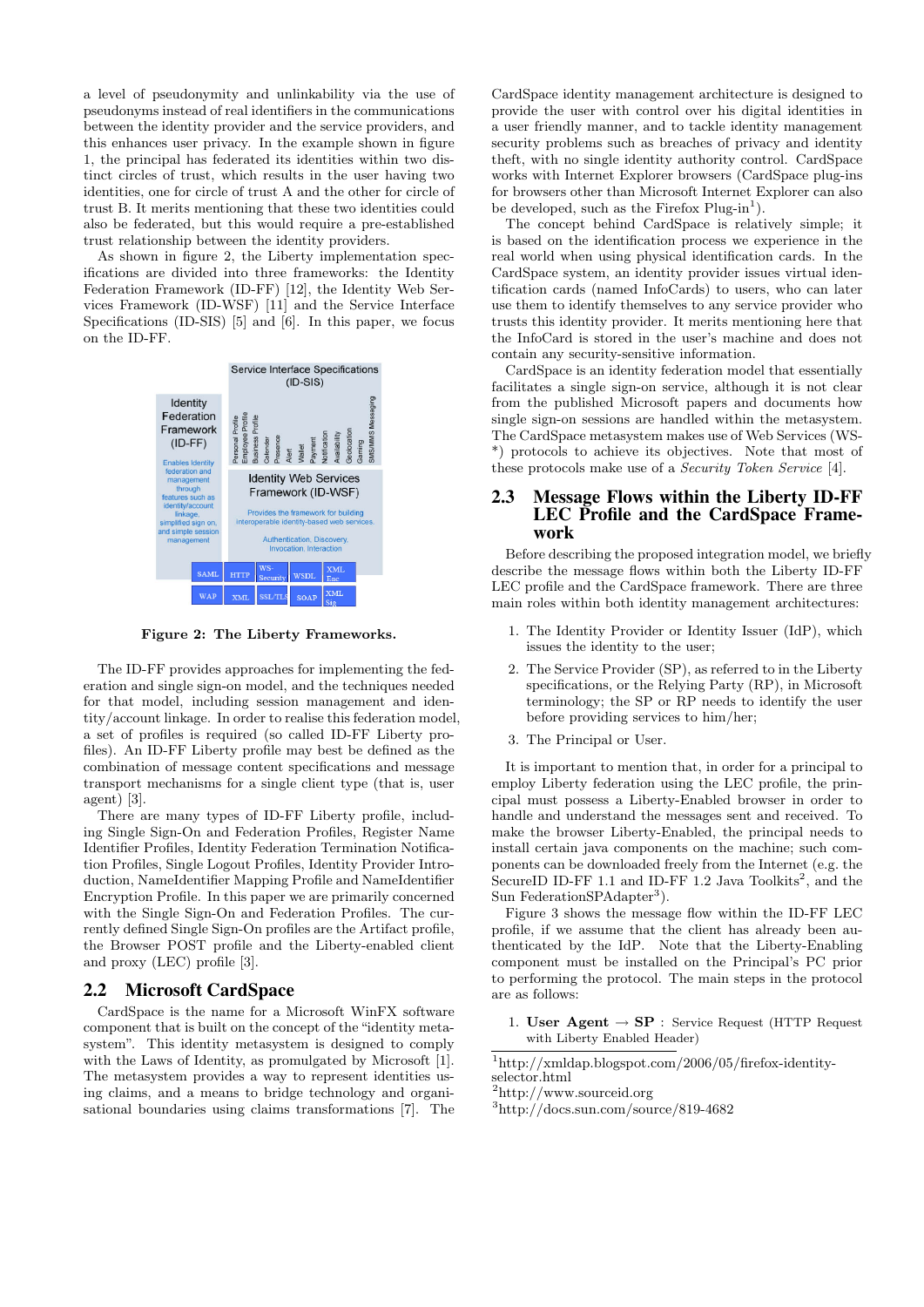a level of pseudonymity and unlinkability via the use of pseudonyms instead of real identifiers in the communications between the identity provider and the service providers, and this enhances user privacy. In the example shown in figure 1, the principal has federated its identities within two distinct circles of trust, which results in the user having two identities, one for circle of trust A and the other for circle of trust B. It merits mentioning that these two identities could also be federated, but this would require a pre-established trust relationship between the identity providers.

As shown in figure 2, the Liberty implementation specifications are divided into three frameworks: the Identity Federation Framework (ID-FF) [12], the Identity Web Services Framework (ID-WSF) [11] and the Service Interface Specifications (ID-SIS) [5] and [6]. In this paper, we focus on the ID-FF.

**Figure 2: The Liberty Frameworks.**

The ID-FF provides approaches for implementing the federation and single sign-on model, and the techniques needed for that model, including session management and identity/account linkage. In order to realise this federation model, a set of profiles is required (so called ID-FF Liberty profiles). An ID-FF Liberty profile may best be defined as the combination of message content specifications and message transport mechanisms for a single client type (that is, user agent) [3].

There are many types of ID-FF Liberty profile, including Single Sign-On and Federation Profiles, Register Name Identifier Profiles, Identity Federation Termination Notification Profiles, Single Logout Profiles, Identity Provider Introduction, NameIdentifier Mapping Profile and NameIdentifier Encryption Profile. In this paper we are primarily concerned with the Single Sign-On and Federation Profiles. The currently defined Single Sign-On profiles are the Artifact profile, the Browser POST profile and the Liberty-enabled client and proxy (LEC) profile [3].

## 2.2 Microsoft CardSpace

CardSpace is the name for a Microsoft WinFX software component that is built on the concept of the "identity metasystem". This identity metasystem is designed to comply with the Laws of Identity, as promulgated by Microsoft [1]. The metasystem provides a way to represent identities using claims, and a means to bridge technology and organisational boundaries using claims transformations [7]. The CardSpace identity management architecture is designed to provide the user with control over his digital identities in a user friendly manner, and to tackle identity management security problems such as breaches of privacy and identity theft, with no single identity authority control. CardSpace works with Internet Explorer browsers (CardSpace plug-ins for browsers other than Microsoft Internet Explorer can also be developed, such as the Firefox Plug-in[1]).

The concept behind CardSpace is relatively simple; it is based on the identification process we experience in the real world when using physical identification cards. In the CardSpace system, an identity provider issues virtual identification cards (named InfoCards) to users, who can later use them to identify themselves to any service provider who trusts this identity provider. It merits mentioning here that the InfoCard is stored in the user's machine and does not contain any security-sensitive information.

CardSpace is an identity federation model that essentially facilitates a single sign-on service, although it is not clear from the published Microsoft papers and documents how single sign-on sessions are handled within the metasystem. The CardSpace metasystem makes use of Web Services (WS-*) protocols to achieve its objectives. Note that most of these protocols make use of a *Security Token Service* [4].

## 2.3 Message Flows within the Liberty ID-FF LEC Profile and the CardSpace Framework

Before describing the proposed integration model, we briefly describe the message flows within both the Liberty ID-FF LEC profile and the CardSpace framework. There are three main roles within both identity management architectures:

1. The Identity Provider or Identity Issuer (IdP), which issues the identity to the user;
2. The Service Provider (SP), as referred to in the Liberty specifications, or the Relying Party (RP), in Microsoft terminology; the SP or RP needs to identify the user before providing services to him/her;
3. The Principal or User.

It is important to mention that, in order for a principal to employ Liberty federation using the LEC profile, the principal must possess a Liberty-Enabled browser in order to handle and understand the messages sent and received. To make the browser Liberty-Enabled, the principal needs to install certain java components on the machine; such components can be downloaded freely from the Internet (e.g. the SecureID ID-FF 1.1 and ID-FF 1.2 Java Toolkits[2], and the Sun FederationSPAdapter[3]).

Figure 3 shows the message flow within the ID-FF LEC profile, if we assume that the client has already been authenticated by the IdP. Note that the Liberty-Enabling component must be installed on the Principal's PC prior to performing the protocol. The main steps in the protocol are as follows:

1. **User Agent** → **SP** : Service Request (HTTP Request with Liberty Enabled Header)

[1] http://xmldap.blogspot.com/2006/05/firefox-identity-selector.html
[2] http://www.sourceid.org
[3] http://docs.sun.com/source/819-4682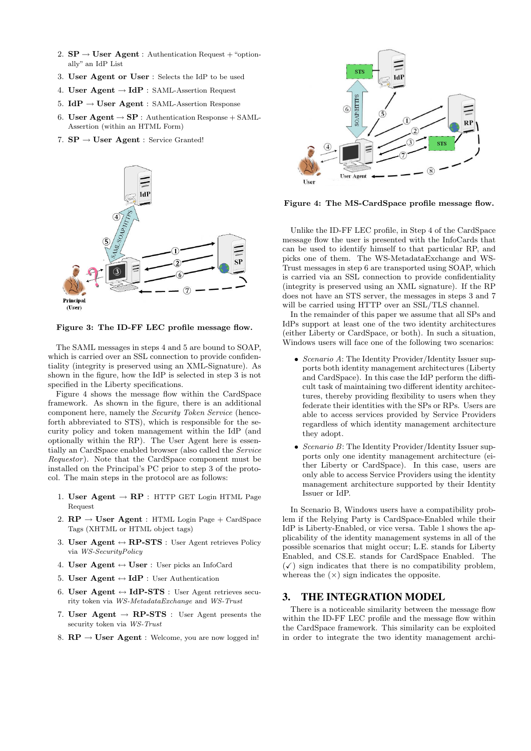2. **SP → User Agent** : Authentication Request + "optionally" an IdP List
3. **User Agent or User** : Selects the IdP to be used
4. **User Agent → IdP** : SAML-Assertion Request
5. **IdP → User Agent** : SAML-Assertion Response
6. **User Agent → SP** : Authentication Response + SAML-Assertion (within an HTML Form)
7. **SP → User Agent** : Service Granted!

**Figure 3: The ID-FF LEC profile message flow.**

The SAML messages in steps 4 and 5 are bound to SOAP, which is carried over an SSL connection to provide confidentiality (integrity is preserved using an XML-Signature). As shown in the figure, how the IdP is selected in step 3 is not specified in the Liberty specifications.

Figure 4 shows the message flow within the CardSpace framework. As shown in the figure, there is an additional component here, namely the *Security Token Service* (henceforth abbreviated to STS), which is responsible for the security policy and token management within the IdP (and optionally within the RP). The User Agent here is essentially an CardSpace enabled browser (also called the *Service Requestor*). Note that the CardSpace component must be installed on the Principal's PC prior to step 3 of the protocol. The main steps in the protocol are as follows:

1. **User Agent → RP** : HTTP GET Login HTML Page Request
2. **RP → User Agent** : HTML Login Page + CardSpace Tags (XHTML or HTML object tags)
3. **User Agent ↔ RP-STS** : User Agent retrieves Policy via *WS-SecurityPolicy*
4. **User Agent ↔ User** : User picks an InfoCard
5. **User Agent ↔ IdP** : User Authentication
6. **User Agent ↔ IdP-STS** : User Agent retrieves security token via *WS-MetadataExchange* and *WS-Trust*
7. **User Agent → RP-STS** : User Agent presents the security token via *WS-Trust*
8. **RP → User Agent** : Welcome, you are now logged in!

**Figure 4: The MS-CardSpace profile message flow.**

Unlike the ID-FF LEC profile, in Step 4 of the CardSpace message flow the user is presented with the InfoCards that can be used to identify himself to that particular RP, and picks one of them. The WS-MetadataExchange and WS-Trust messages in step 6 are transported using SOAP, which is carried via an SSL connection to provide confidentiality (integrity is preserved using an XML signature). If the RP does not have an STS server, the messages in steps 3 and 7 will be carried using HTTP over an SSL/TLS channel.

In the remainder of this paper we assume that all SPs and IdPs support at least one of the two identity architectures (either Liberty or CardSpace, or both). In such a situation, Windows users will face one of the following two scenarios:

- *Scenario A*: The Identity Provider/Identity Issuer supports both identity management architectures (Liberty and CardSpace). In this case the IdP perform the difficult task of maintaining two different identity architectures, thereby providing flexibility to users when they federate their identities with the SPs or RPs. Users are able to access services provided by Service Providers regardless of which identity management architecture they adopt.
- *Scenario B*: The Identity Provider/Identity Issuer supports only one identity management architecture (either Liberty or CardSpace). In this case, users are only able to access Service Providers using the identity management architecture supported by their Identity Issuer or IdP.

In Scenario B, Windows users have a compatibility problem if the Relying Party is CardSpace-Enabled while their IdP is Liberty-Enabled, or vice versa. Table 1 shows the applicability of the identity management systems in all of the possible scenarios that might occur; L.E. stands for Liberty Enabled, and CS.E. stands for CardSpace Enabled. The (✓) sign indicates that there is no compatibility problem, whereas the (×) sign indicates the opposite.

## 3. THE INTEGRATION MODEL

There is a noticeable similarity between the message flow within the ID-FF LEC profile and the message flow within the CardSpace framework. This similarity can be exploited in order to integrate the two identity management archi-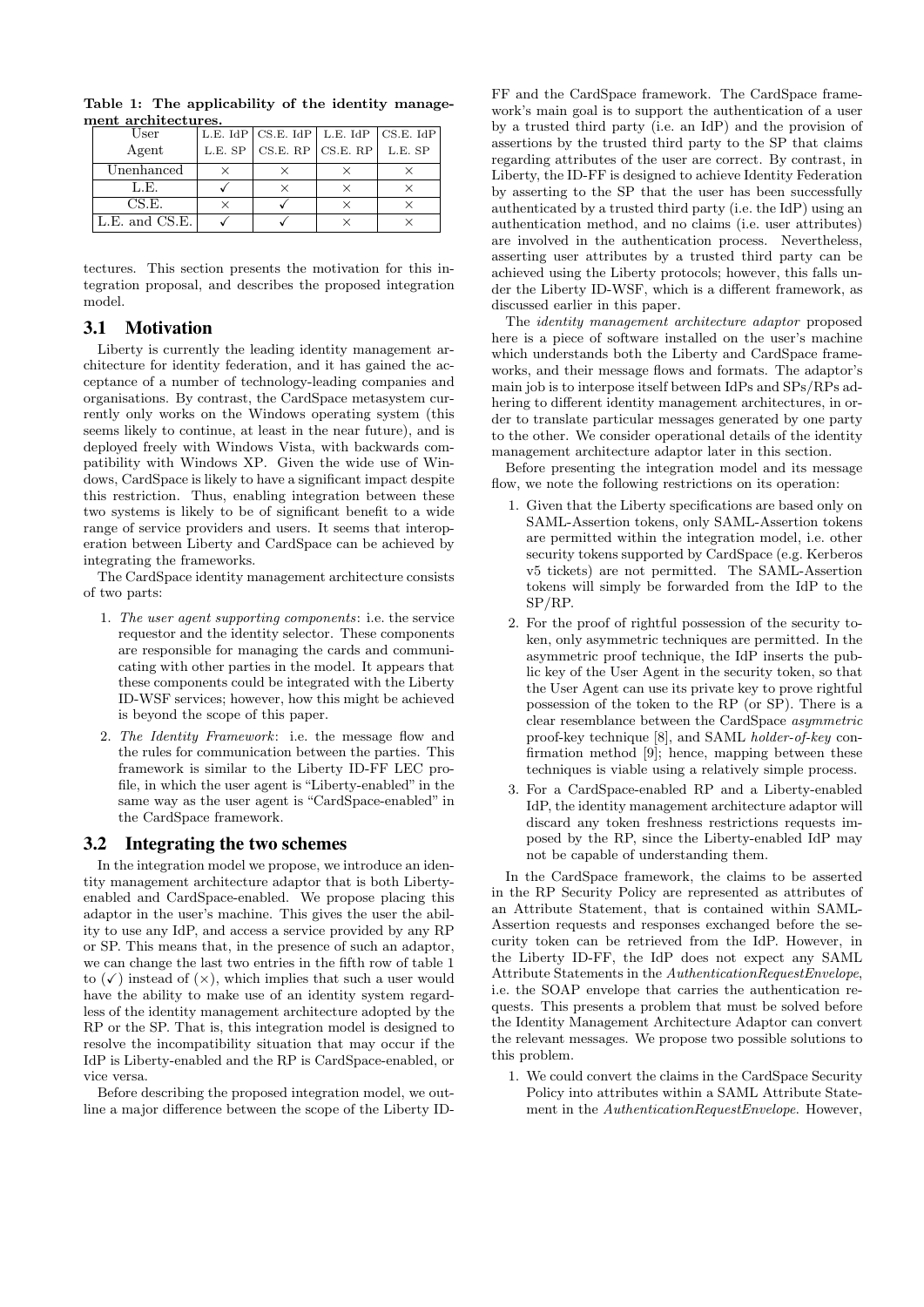**Table 1: The applicability of the identity management architectures.**

| User Agent | L.E. IdP L.E. SP | CS.E. IdP CS.E. RP | L.E. IdP CS.E. RP | CS.E. IdP L.E. SP |
|---|---|---|---|---|
| Unenhanced | × | × | × | × |
| L.E. | ✓ | × | × | × |
| CS.E. | × | ✓ | × | × |
| L.E. and CS.E. | ✓ | ✓ | × | × |

tectures. This section presents the motivation for this integration proposal, and describes the proposed integration model.

## 3.1 Motivation

Liberty is currently the leading identity management architecture for identity federation, and it has gained the acceptance of a number of technology-leading companies and organisations. By contrast, the CardSpace metasystem currently only works on the Windows operating system (this seems likely to continue, at least in the near future), and is deployed freely with Windows Vista, with backwards compatibility with Windows XP. Given the wide use of Windows, CardSpace is likely to have a significant impact despite this restriction. Thus, enabling integration between these two systems is likely to be of significant benefit to a wide range of service providers and users. It seems that interoperation between Liberty and CardSpace can be achieved by integrating the frameworks.

The CardSpace identity management architecture consists of two parts:

1. *The user agent supporting components*: i.e. the service requestor and the identity selector. These components are responsible for managing the cards and communicating with other parties in the model. It appears that these components could be integrated with the Liberty ID-WSF services; however, how this might be achieved is beyond the scope of this paper.
2. *The Identity Framework*: i.e. the message flow and the rules for communication between the parties. This framework is similar to the Liberty ID-FF LEC profile, in which the user agent is "Liberty-enabled" in the same way as the user agent is "CardSpace-enabled" in the CardSpace framework.

## 3.2 Integrating the two schemes

In the integration model we propose, we introduce an identity management architecture adaptor that is both Liberty-enabled and CardSpace-enabled. We propose placing this adaptor in the user's machine. This gives the user the ability to use any IdP, and access a service provided by any RP or SP. This means that, in the presence of such an adaptor, we can change the last two entries in the fifth row of table 1 to (✓) instead of (×), which implies that such a user would have the ability to make use of an identity system regardless of the identity management architecture adopted by the RP or the SP. That is, this integration model is designed to resolve the incompatibility situation that may occur if the IdP is Liberty-enabled and the RP is CardSpace-enabled, or vice versa.

Before describing the proposed integration model, we outline a major difference between the scope of the Liberty ID-FF and the CardSpace framework. The CardSpace framework's main goal is to support the authentication of a user by a trusted third party (i.e. an IdP) and the provision of assertions by the trusted third party to the SP that claims regarding attributes of the user are correct. By contrast, in Liberty, the ID-FF is designed to achieve Identity Federation by asserting to the SP that the user has been successfully authenticated by a trusted third party (i.e. the IdP) using an authentication method, and no claims (i.e. user attributes) are involved in the authentication process. Nevertheless, asserting user attributes by a trusted third party can be achieved using the Liberty protocols; however, this falls under the Liberty ID-WSF, which is a different framework, as discussed earlier in this paper.

The *identity management architecture adaptor* proposed here is a piece of software installed on the user's machine which understands both the Liberty and CardSpace frameworks, and their message flows and formats. The adaptor's main job is to interpose itself between IdPs and SPs/RPs adhering to different identity management architectures, in order to translate particular messages generated by one party to the other. We consider operational details of the identity management architecture adaptor later in this section.

Before presenting the integration model and its message flow, we note the following restrictions on its operation:

1. Given that the Liberty specifications are based only on SAML-Assertion tokens, only SAML-Assertion tokens are permitted within the integration model, i.e. other security tokens supported by CardSpace (e.g. Kerberos v5 tickets) are not permitted. The SAML-Assertion tokens will simply be forwarded from the IdP to the SP/RP.
2. For the proof of rightful possession of the security token, only asymmetric techniques are permitted. In the asymmetric proof technique, the IdP inserts the public key of the User Agent in the security token, so that the User Agent can use its private key to prove rightful possession of the token to the RP (or SP). There is a clear resemblance between the CardSpace *asymmetric* proof-key technique [8], and SAML *holder-of-key* confirmation method [9]; hence, mapping between these techniques is viable using a relatively simple process.
3. For a CardSpace-enabled RP and a Liberty-enabled IdP, the identity management architecture adaptor will discard any token freshness restrictions requests imposed by the RP, since the Liberty-enabled IdP may not be capable of understanding them.

In the CardSpace framework, the claims to be asserted in the RP Security Policy are represented as attributes of an Attribute Statement, that is contained within SAML-Assertion requests and responses exchanged before the security token can be retrieved from the IdP. However, in the Liberty ID-FF, the IdP does not expect any SAML Attribute Statements in the *AuthenticationRequestEnvelope*, i.e. the SOAP envelope that carries the authentication requests. This presents a problem that must be solved before the Identity Management Architecture Adaptor can convert the relevant messages. We propose two possible solutions to this problem.

1. We could convert the claims in the CardSpace Security Policy into attributes within a SAML Attribute Statement in the *AuthenticationRequestEnvelope*. However,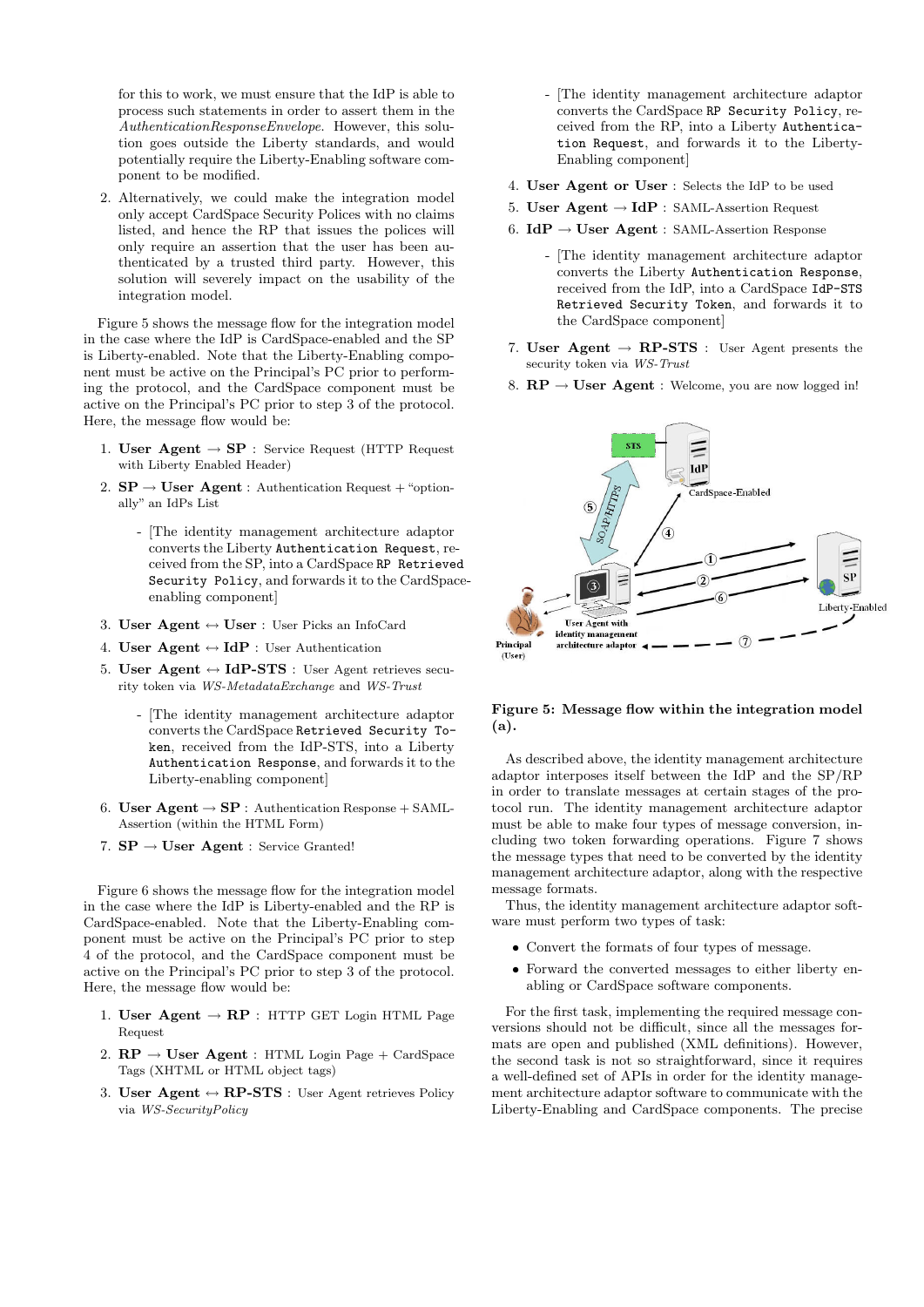for this to work, we must ensure that the IdP is able to process such statements in order to assert them in the *AuthenticationResponseEnvelope*. However, this solution goes outside the Liberty standards, and would potentially require the Liberty-Enabling software component to be modified.

2. Alternatively, we could make the integration model only accept CardSpace Security Polices with no claims listed, and hence the RP that issues the polices will only require an assertion that the user has been authenticated by a trusted third party. However, this solution will severely impact on the usability of the integration model.

Figure 5 shows the message flow for the integration model in the case where the IdP is CardSpace-enabled and the SP is Liberty-enabled. Note that the Liberty-Enabling component must be active on the Principal's PC prior to performing the protocol, and the CardSpace component must be active on the Principal's PC prior to step 3 of the protocol. Here, the message flow would be:

1. **User Agent → SP** : Service Request (HTTP Request with Liberty Enabled Header)
2. **SP → User Agent** : Authentication Request + "optionally" an IdPs List
   - [The identity management architecture adaptor converts the Liberty `Authentication Request`, received from the SP, into a CardSpace `RP Retrieved Security Policy`, and forwards it to the CardSpace-enabling component]
3. **User Agent ↔ User** : User Picks an InfoCard
4. **User Agent ↔ IdP** : User Authentication
5. **User Agent ↔ IdP-STS** : User Agent retrieves security token via *WS-MetadataExchange* and *WS-Trust*
   - [The identity management architecture adaptor converts the CardSpace `Retrieved Security Token`, received from the IdP-STS, into a Liberty `Authentication Response`, and forwards it to the Liberty-enabling component]
6. **User Agent → SP** : Authentication Response + SAML-Assertion (within the HTML Form)
7. **SP → User Agent** : Service Granted!

Figure 6 shows the message flow for the integration model in the case where the IdP is Liberty-enabled and the RP is CardSpace-enabled. Note that the Liberty-Enabling component must be active on the Principal's PC prior to step 4 of the protocol, and the CardSpace component must be active on the Principal's PC prior to step 3 of the protocol. Here, the message flow would be:

1. **User Agent → RP** : HTTP GET Login HTML Page Request
2. **RP → User Agent** : HTML Login Page + CardSpace Tags (XHTML or HTML object tags)
3. **User Agent ↔ RP-STS** : User Agent retrieves Policy via *WS-SecurityPolicy*
   - [The identity management architecture adaptor converts the CardSpace `RP Security Policy`, received from the RP, into a Liberty `Authentication Request`, and forwards it to the Liberty-Enabling component]
4. **User Agent or User** : Selects the IdP to be used
5. **User Agent → IdP** : SAML-Assertion Request
6. **IdP → User Agent** : SAML-Assertion Response
   - [The identity management architecture adaptor converts the Liberty `Authentication Response`, received from the IdP, into a CardSpace `IdP-STS Retrieved Security Token`, and forwards it to the CardSpace component]
7. **User Agent → RP-STS** : User Agent presents the security token via *WS-Trust*
8. **RP → User Agent** : Welcome, you are now logged in!

**Figure 5: Message flow within the integration model (a).**

As described above, the identity management architecture adaptor interposes itself between the IdP and the SP/RP in order to translate messages at certain stages of the protocol run. The identity management architecture adaptor must be able to make four types of message conversion, including two token forwarding operations. Figure 7 shows the message types that need to be converted by the identity management architecture adaptor, along with the respective message formats.

Thus, the identity management architecture adaptor software must perform two types of task:

- Convert the formats of four types of message.
- Forward the converted messages to either liberty enabling or CardSpace software components.

For the first task, implementing the required message conversions should not be difficult, since all the messages formats are open and published (XML definitions). However, the second task is not so straightforward, since it requires a well-defined set of APIs in order for the identity management architecture adaptor software to communicate with the Liberty-Enabling and CardSpace components. The precise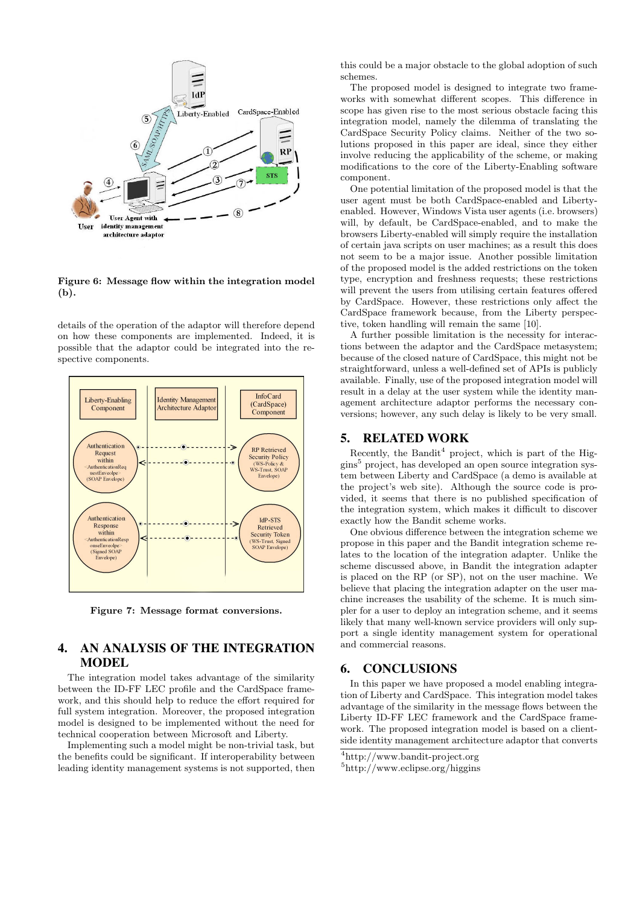IdP

Liberty-Enabled

CardSpace-Enabled

RP

STS

SAML SOAP/HTTPS

User

User Agent with identity management architecture adaptor

Figure 6: Message flow within the integration model (b).

details of the operation of the adaptor will therefore depend on how these components are implemented. Indeed, it is possible that the adaptor could be integrated into the respective components.

Liberty-Enabling Component

Identity Management Architecture Adaptor

InfoCard (CardSpace) Component

Authentication Request within <AuthenticationRequestEnvelope> (SOAP Envelope)

RP Retrieved Security Policy (WS-Policy & WS-Trust, SOAP Envelope)

Authentication Response within <AuthenticationResponseEnvelope> (Signed SOAP Envelope)

IdP-STS Retrieved Security Token (WS-Trust, Signed SOAP Envelope)

Figure 7: Message format conversions.

## 4. AN ANALYSIS OF THE INTEGRATION MODEL

The integration model takes advantage of the similarity between the ID-FF LEC profile and the CardSpace framework, and this should help to reduce the effort required for full system integration. Moreover, the proposed integration model is designed to be implemented without the need for technical cooperation between Microsoft and Liberty.

Implementing such a model might be non-trivial task, but the benefits could be significant. If interoperability between leading identity management systems is not supported, then this could be a major obstacle to the global adoption of such schemes.

The proposed model is designed to integrate two frameworks with somewhat different scopes. This difference in scope has given rise to the most serious obstacle facing this integration model, namely the dilemma of translating the CardSpace Security Policy claims. Neither of the two solutions proposed in this paper are ideal, since they either involve reducing the applicability of the scheme, or making modifications to the core of the Liberty-Enabling software component.

One potential limitation of the proposed model is that the user agent must be both CardSpace-enabled and Liberty-enabled. However, Windows Vista user agents (i.e. browsers) will, by default, be CardSpace-enabled, and to make the browsers Liberty-enabled will simply require the installation of certain java scripts on user machines; as a result this does not seem to be a major issue. Another possible limitation of the proposed model is the added restrictions on the token type, encryption and freshness requests; these restrictions will prevent the users from utilising certain features offered by CardSpace. However, these restrictions only affect the CardSpace framework because, from the Liberty perspective, token handling will remain the same [10].

A further possible limitation is the necessity for interactions between the adaptor and the CardSpace metasystem; because of the closed nature of CardSpace, this might not be straightforward, unless a well-defined set of APIs is publicly available. Finally, use of the proposed integration model will result in a delay at the user system while the identity management architecture adaptor performs the necessary conversions; however, any such delay is likely to be very small.

## 5. RELATED WORK

Recently, the Bandit[4] project, which is part of the Higgins[5] project, has developed an open source integration system between Liberty and CardSpace (a demo is available at the project's web site). Although the source code is provided, it seems that there is no published specification of the integration system, which makes it difficult to discover exactly how the Bandit scheme works.

One obvious difference between the integration scheme we propose in this paper and the Bandit integration scheme relates to the location of the integration adapter. Unlike the scheme discussed above, in Bandit the integration adapter is placed on the RP (or SP), not on the user machine. We believe that placing the integration adapter on the user machine increases the usability of the scheme. It is much simpler for a user to deploy an integration scheme, and it seems likely that many well-known service providers will only support a single identity management system for operational and commercial reasons.

## 6. CONCLUSIONS

In this paper we have proposed a model enabling integration of Liberty and CardSpace. This integration model takes advantage of the similarity in the message flows between the Liberty ID-FF LEC framework and the CardSpace framework. The proposed integration model is based on a client-side identity management architecture adaptor that converts

[4]http://www.bandit-project.org
[5]http://www.eclipse.org/higgins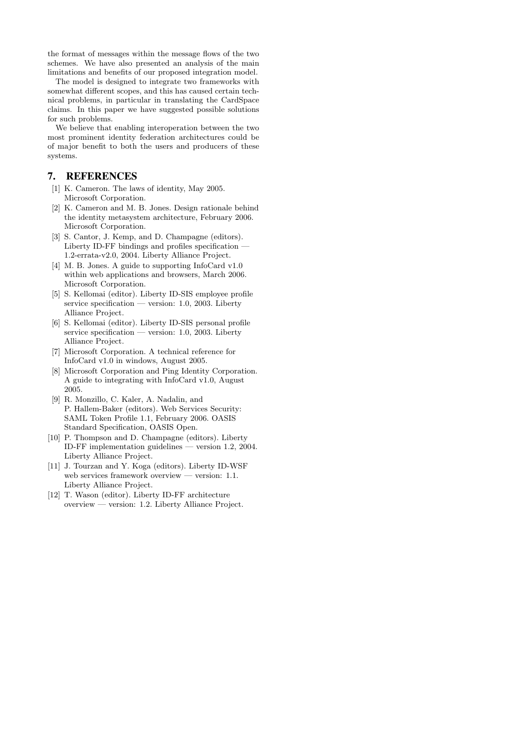the format of messages within the message flows of the two schemes. We have also presented an analysis of the main limitations and benefits of our proposed integration model.

The model is designed to integrate two frameworks with somewhat different scopes, and this has caused certain technical problems, in particular in translating the CardSpace claims. In this paper we have suggested possible solutions for such problems.

We believe that enabling interoperation between the two most prominent identity federation architectures could be of major benefit to both the users and producers of these systems.

## 7. REFERENCES

[1] K. Cameron. The laws of identity, May 2005. Microsoft Corporation.

[2] K. Cameron and M. B. Jones. Design rationale behind the identity metasystem architecture, February 2006. Microsoft Corporation.

[3] S. Cantor, J. Kemp, and D. Champagne (editors). Liberty ID-FF bindings and profiles specification — 1.2-errata-v2.0, 2004. Liberty Alliance Project.

[4] M. B. Jones. A guide to supporting InfoCard v1.0 within web applications and browsers, March 2006. Microsoft Corporation.

[5] S. Kellomai (editor). Liberty ID-SIS employee profile service specification — version: 1.0, 2003. Liberty Alliance Project.

[6] S. Kellomai (editor). Liberty ID-SIS personal profile service specification — version: 1.0, 2003. Liberty Alliance Project.

[7] Microsoft Corporation. A technical reference for InfoCard v1.0 in windows, August 2005.

[8] Microsoft Corporation and Ping Identity Corporation. A guide to integrating with InfoCard v1.0, August 2005.

[9] R. Monzillo, C. Kaler, A. Nadalin, and P. Hallem-Baker (editors). Web Services Security: SAML Token Profile 1.1, February 2006. OASIS Standard Specification, OASIS Open.

[10] P. Thompson and D. Champagne (editors). Liberty ID-FF implementation guidelines — version 1.2, 2004. Liberty Alliance Project.

[11] J. Tourzan and Y. Koga (editors). Liberty ID-WSF web services framework overview — version: 1.1. Liberty Alliance Project.

[12] T. Wason (editor). Liberty ID-FF architecture overview — version: 1.2. Liberty Alliance Project.